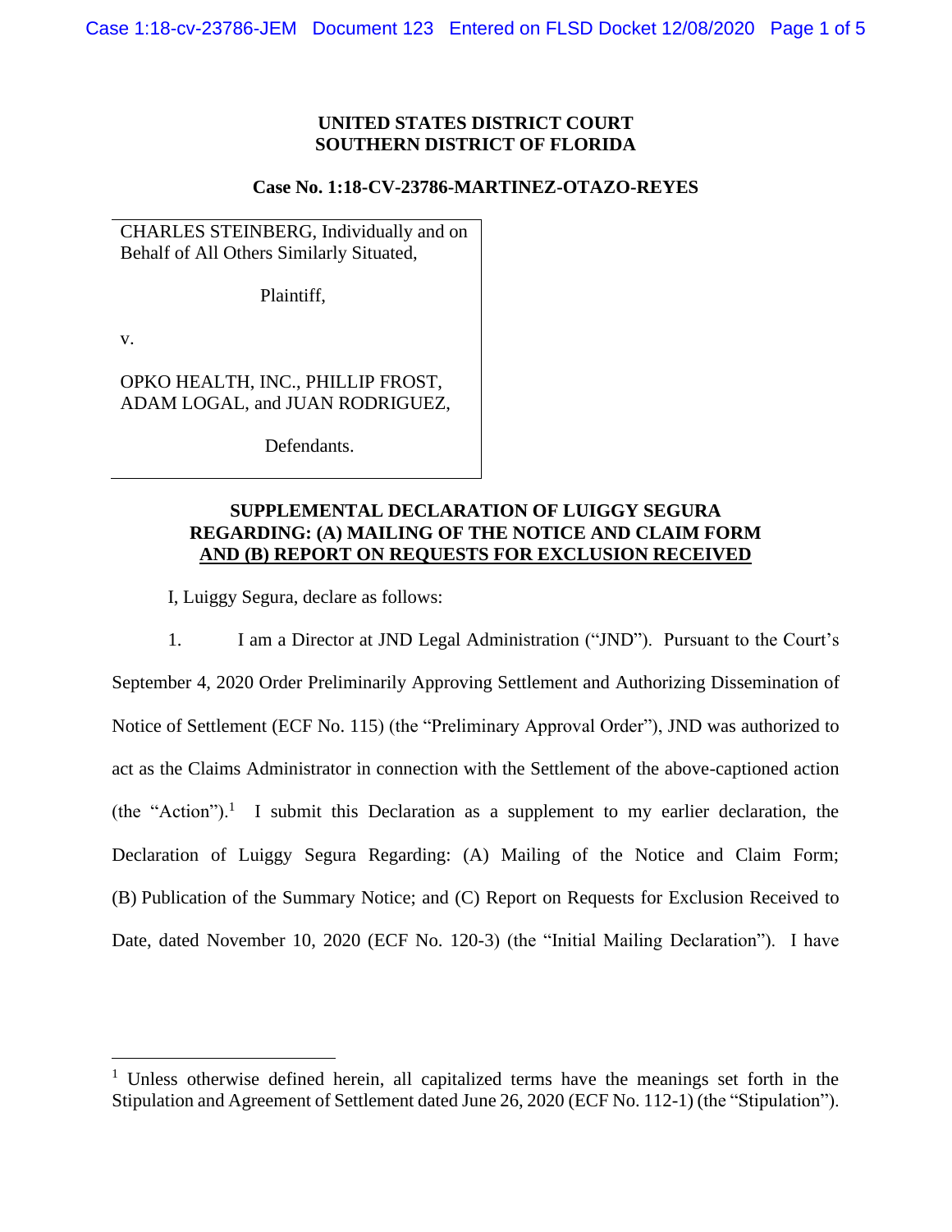**UNITED STATES DISTRICT COURT**
**SOUTHERN DISTRICT OF FLORIDA**

**Case No. 1:18-CV-23786-MARTINEZ-OTAZO-REYES**

CHARLES STEINBERG, Individually and on Behalf of All Others Similarly Situated,

Plaintiff,

v.

OPKO HEALTH, INC., PHILLIP FROST, ADAM LOGAL, and JUAN RODRIGUEZ,

Defendants.

**SUPPLEMENTAL DECLARATION OF LUIGGY SEGURA REGARDING: (A) MAILING OF THE NOTICE AND CLAIM FORM AND (B) REPORT ON REQUESTS FOR EXCLUSION RECEIVED**

I, Luiggy Segura, declare as follows:

1. I am a Director at JND Legal Administration ("JND"). Pursuant to the Court's September 4, 2020 Order Preliminarily Approving Settlement and Authorizing Dissemination of Notice of Settlement (ECF No. 115) (the "Preliminary Approval Order"), JND was authorized to act as the Claims Administrator in connection with the Settlement of the above-captioned action (the "Action").[1] I submit this Declaration as a supplement to my earlier declaration, the Declaration of Luiggy Segura Regarding: (A) Mailing of the Notice and Claim Form; (B) Publication of the Summary Notice; and (C) Report on Requests for Exclusion Received to Date, dated November 10, 2020 (ECF No. 120-3) (the "Initial Mailing Declaration"). I have

[1] Unless otherwise defined herein, all capitalized terms have the meanings set forth in the Stipulation and Agreement of Settlement dated June 26, 2020 (ECF No. 112-1) (the "Stipulation").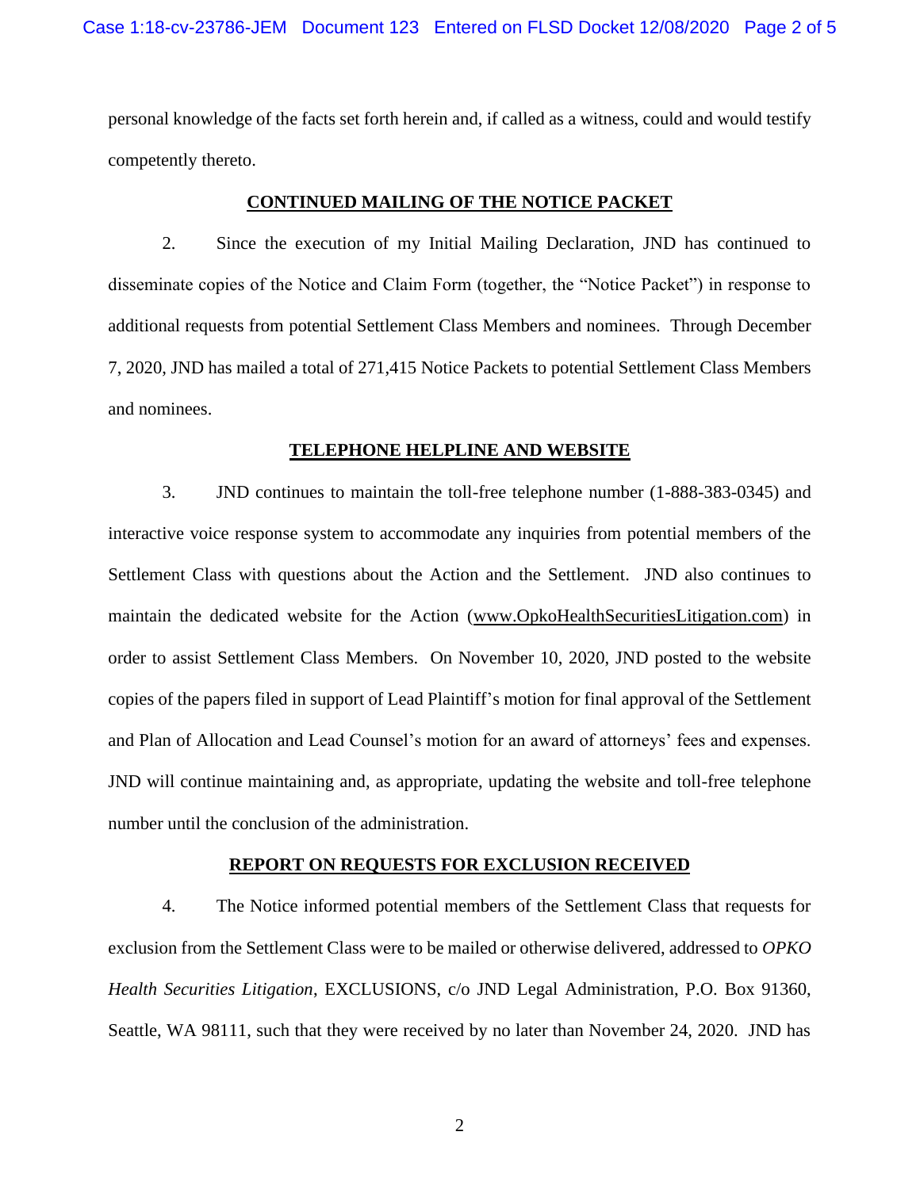personal knowledge of the facts set forth herein and, if called as a witness, could and would testify competently thereto.

## CONTINUED MAILING OF THE NOTICE PACKET

2. Since the execution of my Initial Mailing Declaration, JND has continued to disseminate copies of the Notice and Claim Form (together, the "Notice Packet") in response to additional requests from potential Settlement Class Members and nominees. Through December 7, 2020, JND has mailed a total of 271,415 Notice Packets to potential Settlement Class Members and nominees.

## TELEPHONE HELPLINE AND WEBSITE

3. JND continues to maintain the toll-free telephone number (1-888-383-0345) and interactive voice response system to accommodate any inquiries from potential members of the Settlement Class with questions about the Action and the Settlement. JND also continues to maintain the dedicated website for the Action (www.OpkoHealthSecuritiesLitigation.com) in order to assist Settlement Class Members. On November 10, 2020, JND posted to the website copies of the papers filed in support of Lead Plaintiff's motion for final approval of the Settlement and Plan of Allocation and Lead Counsel's motion for an award of attorneys' fees and expenses. JND will continue maintaining and, as appropriate, updating the website and toll-free telephone number until the conclusion of the administration.

## REPORT ON REQUESTS FOR EXCLUSION RECEIVED

4. The Notice informed potential members of the Settlement Class that requests for exclusion from the Settlement Class were to be mailed or otherwise delivered, addressed to *OPKO Health Securities Litigation*, EXCLUSIONS, c/o JND Legal Administration, P.O. Box 91360, Seattle, WA 98111, such that they were received by no later than November 24, 2020. JND has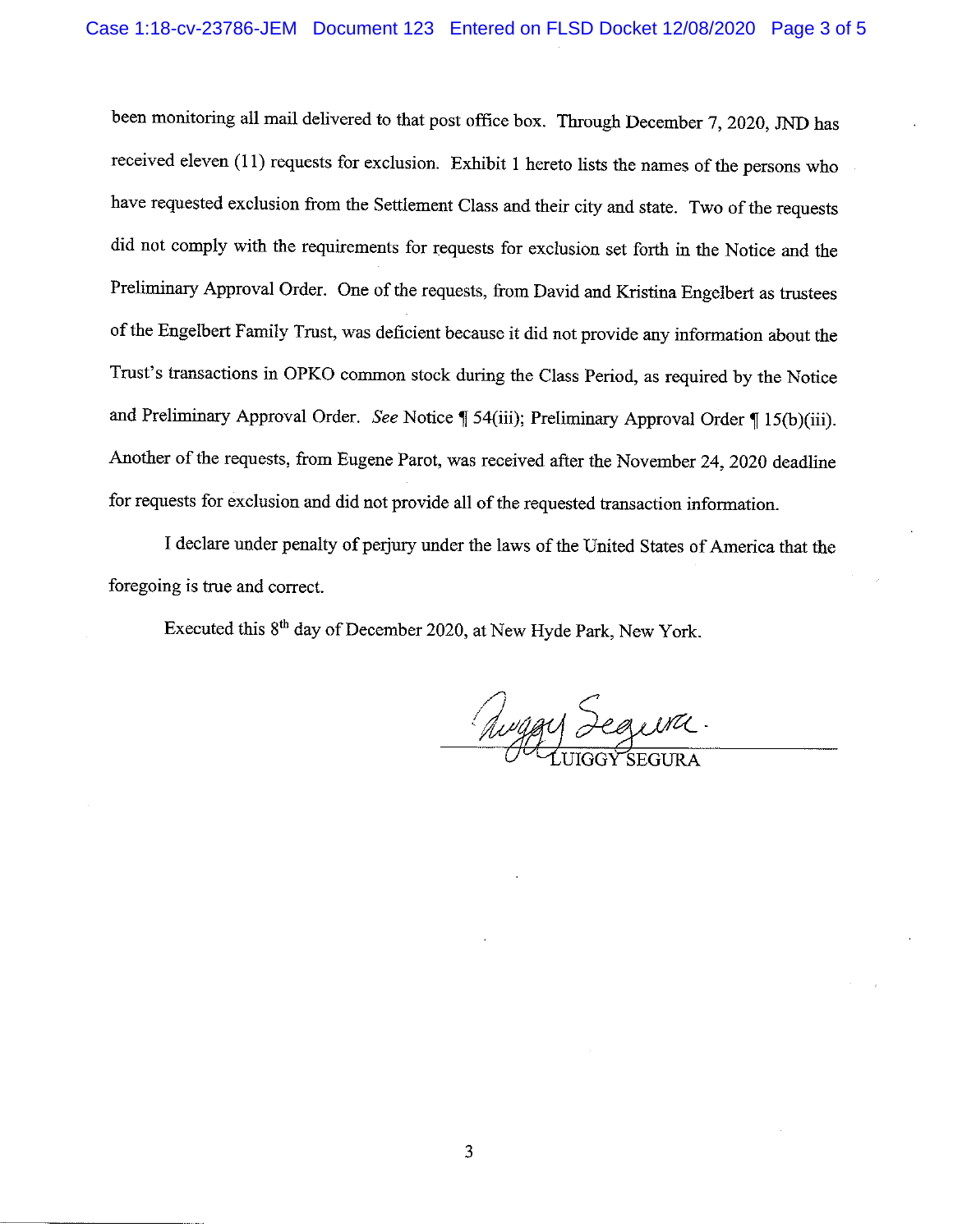been monitoring all mail delivered to that post office box. Through December 7, 2020, JND has received eleven (11) requests for exclusion. Exhibit 1 hereto lists the names of the persons who have requested exclusion from the Settlement Class and their city and state. Two of the requests did not comply with the requirements for requests for exclusion set forth in the Notice and the Preliminary Approval Order. One of the requests, from David and Kristina Engelbert as trustees of the Engelbert Family Trust, was deficient because it did not provide any information about the Trust's transactions in OPKO common stock during the Class Period, as required by the Notice and Preliminary Approval Order. *See* Notice ¶ 54(iii); Preliminary Approval Order ¶ 15(b)(iii). Another of the requests, from Eugene Parot, was received after the November 24, 2020 deadline for requests for exclusion and did not provide all of the requested transaction information.

I declare under penalty of perjury under the laws of the United States of America that the foregoing is true and correct.

Executed this 8th day of December 2020, at New Hyde Park, New York.

LUIGGY SEGURA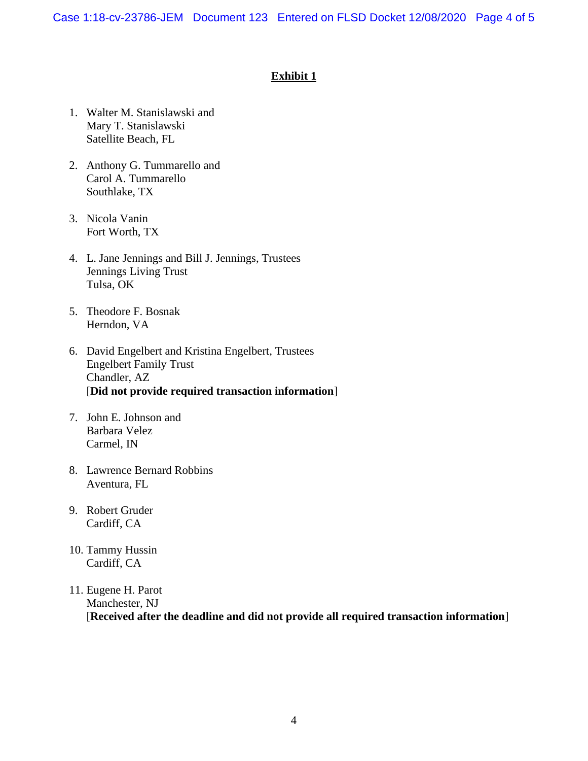**Exhibit 1**

1. Walter M. Stanislawski and  
   Mary T. Stanislawski  
   Satellite Beach, FL

2. Anthony G. Tummarello and  
   Carol A. Tummarello  
   Southlake, TX

3. Nicola Vanin  
   Fort Worth, TX

4. L. Jane Jennings and Bill J. Jennings, Trustees  
   Jennings Living Trust  
   Tulsa, OK

5. Theodore F. Bosnak  
   Herndon, VA

6. David Engelbert and Kristina Engelbert, Trustees  
   Engelbert Family Trust  
   Chandler, AZ  
   [**Did not provide required transaction information**]

7. John E. Johnson and  
   Barbara Velez  
   Carmel, IN

8. Lawrence Bernard Robbins  
   Aventura, FL

9. Robert Gruder  
   Cardiff, CA

10. Tammy Hussin  
    Cardiff, CA

11. Eugene H. Parot  
    Manchester, NJ  
    [**Received after the deadline and did not provide all required transaction information**]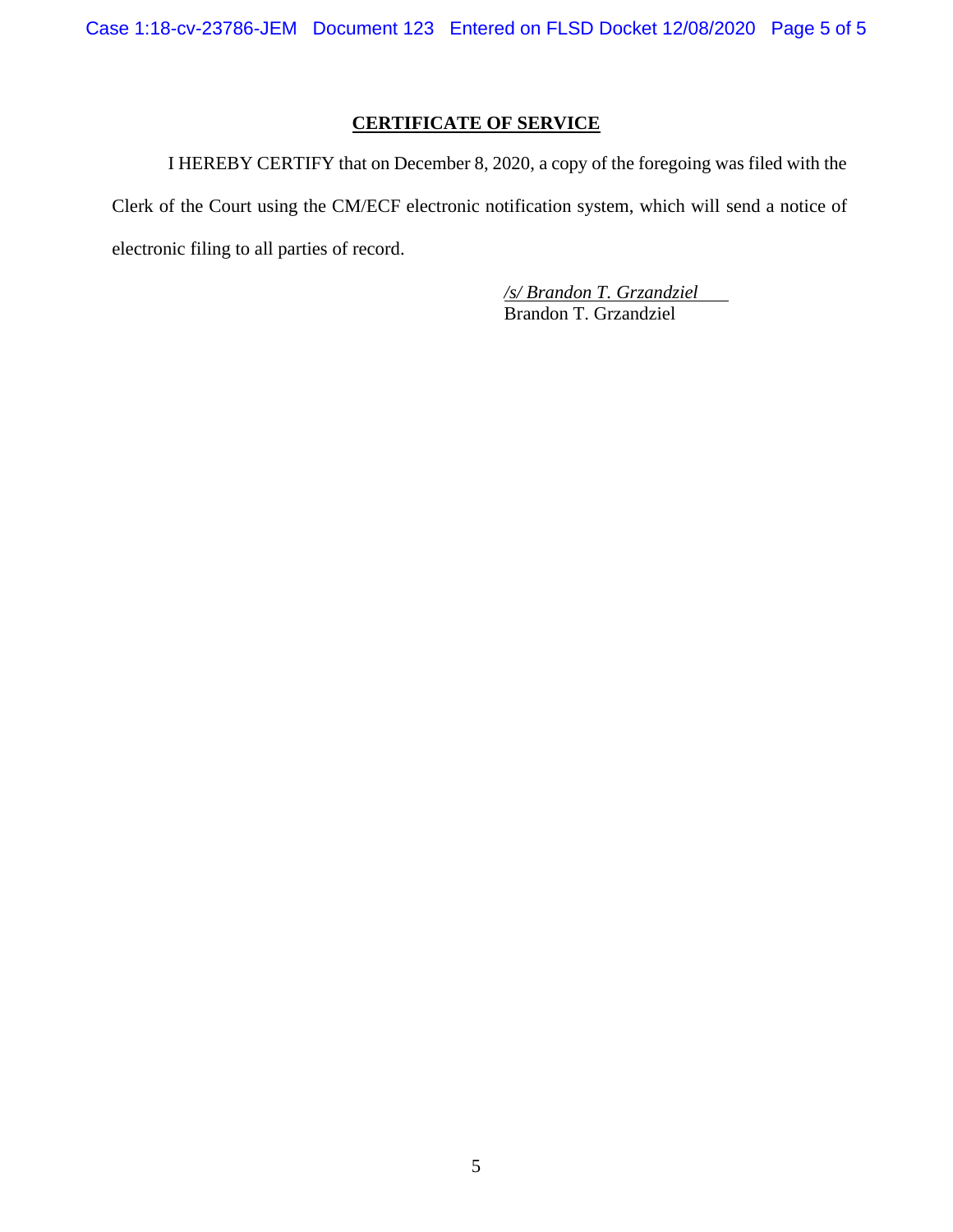## CERTIFICATE OF SERVICE

I HEREBY CERTIFY that on December 8, 2020, a copy of the foregoing was filed with the Clerk of the Court using the CM/ECF electronic notification system, which will send a notice of electronic filing to all parties of record.

*/s/ Brandon T. Grzandziel*
Brandon T. Grzandziel